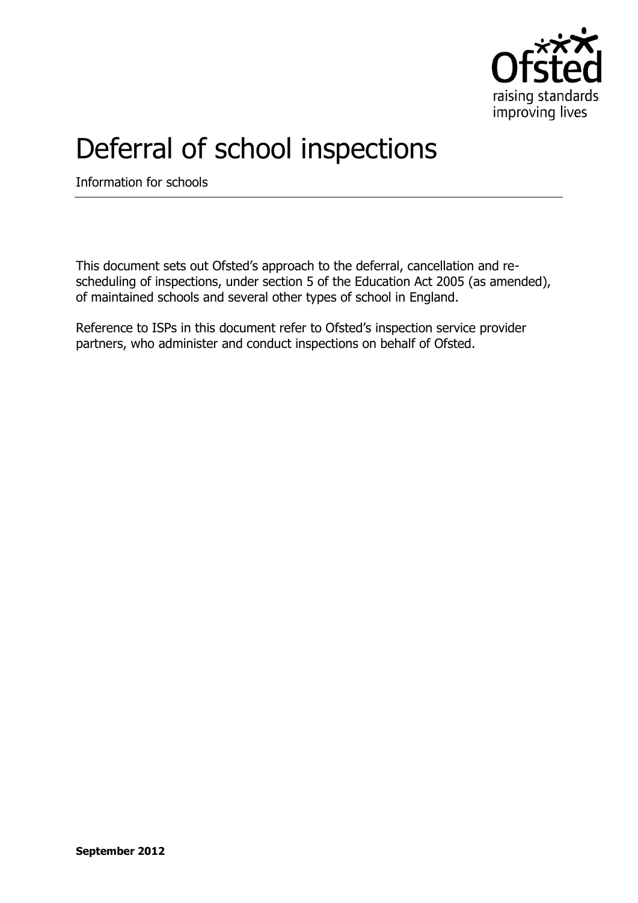# Deferral of school inspections

Information for schools

This document sets out Ofsted's approach to the deferral, cancellation and re-scheduling of inspections, under section 5 of the Education Act 2005 (as amended), of maintained schools and several other types of school in England.

Reference to ISPs in this document refer to Ofsted's inspection service provider partners, who administer and conduct inspections on behalf of Ofsted.

**September 2012**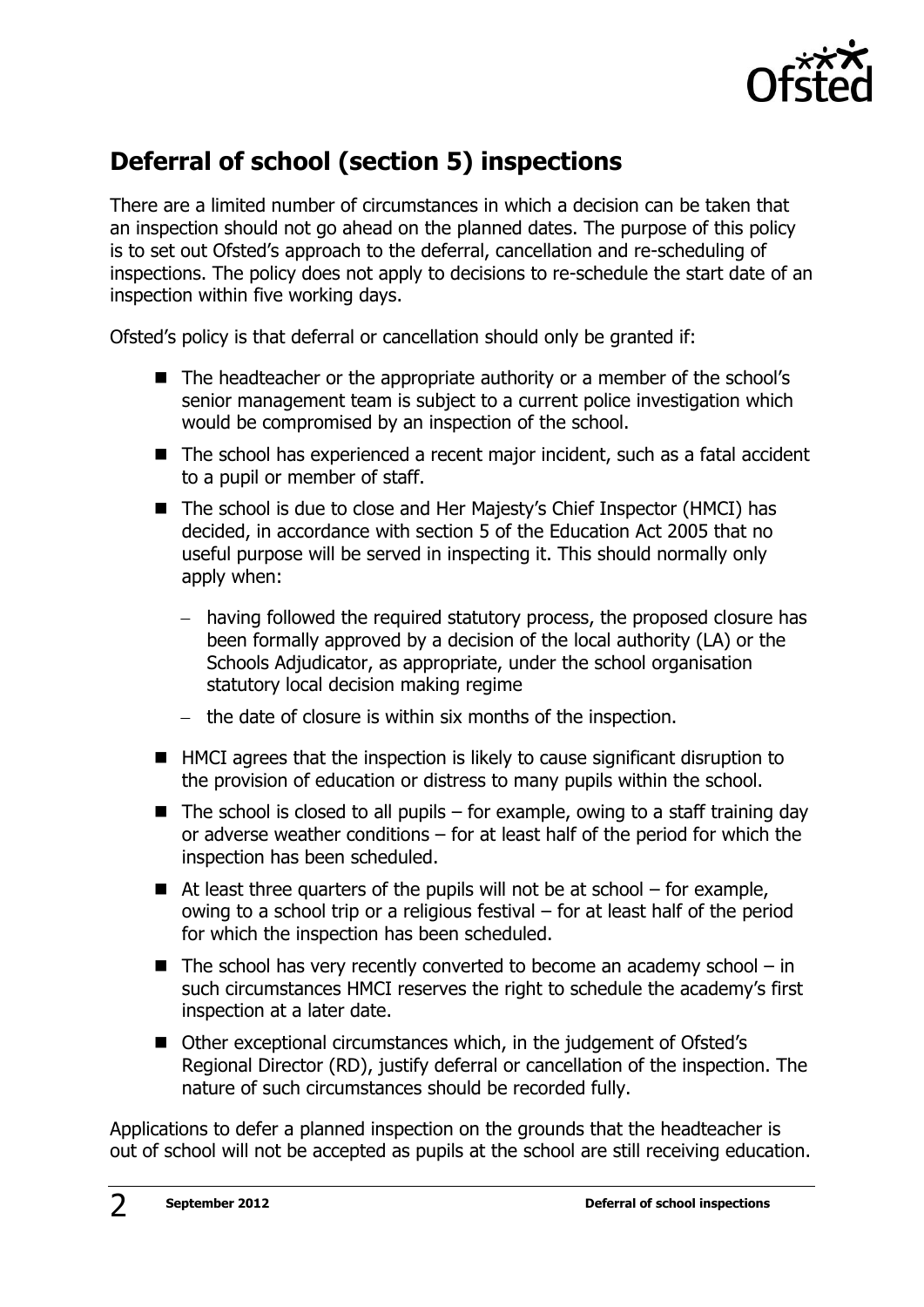## Deferral of school (section 5) inspections

There are a limited number of circumstances in which a decision can be taken that an inspection should not go ahead on the planned dates. The purpose of this policy is to set out Ofsted's approach to the deferral, cancellation and re-scheduling of inspections. The policy does not apply to decisions to re-schedule the start date of an inspection within five working days.

Ofsted's policy is that deferral or cancellation should only be granted if:

- The headteacher or the appropriate authority or a member of the school's senior management team is subject to a current police investigation which would be compromised by an inspection of the school.
- The school has experienced a recent major incident, such as a fatal accident to a pupil or member of staff.
- The school is due to close and Her Majesty's Chief Inspector (HMCI) has decided, in accordance with section 5 of the Education Act 2005 that no useful purpose will be served in inspecting it. This should normally only apply when:
  - having followed the required statutory process, the proposed closure has been formally approved by a decision of the local authority (LA) or the Schools Adjudicator, as appropriate, under the school organisation statutory local decision making regime
  - the date of closure is within six months of the inspection.
- HMCI agrees that the inspection is likely to cause significant disruption to the provision of education or distress to many pupils within the school.
- The school is closed to all pupils – for example, owing to a staff training day or adverse weather conditions – for at least half of the period for which the inspection has been scheduled.
- At least three quarters of the pupils will not be at school – for example, owing to a school trip or a religious festival – for at least half of the period for which the inspection has been scheduled.
- The school has very recently converted to become an academy school – in such circumstances HMCI reserves the right to schedule the academy's first inspection at a later date.
- Other exceptional circumstances which, in the judgement of Ofsted's Regional Director (RD), justify deferral or cancellation of the inspection. The nature of such circumstances should be recorded fully.

Applications to defer a planned inspection on the grounds that the headteacher is out of school will not be accepted as pupils at the school are still receiving education.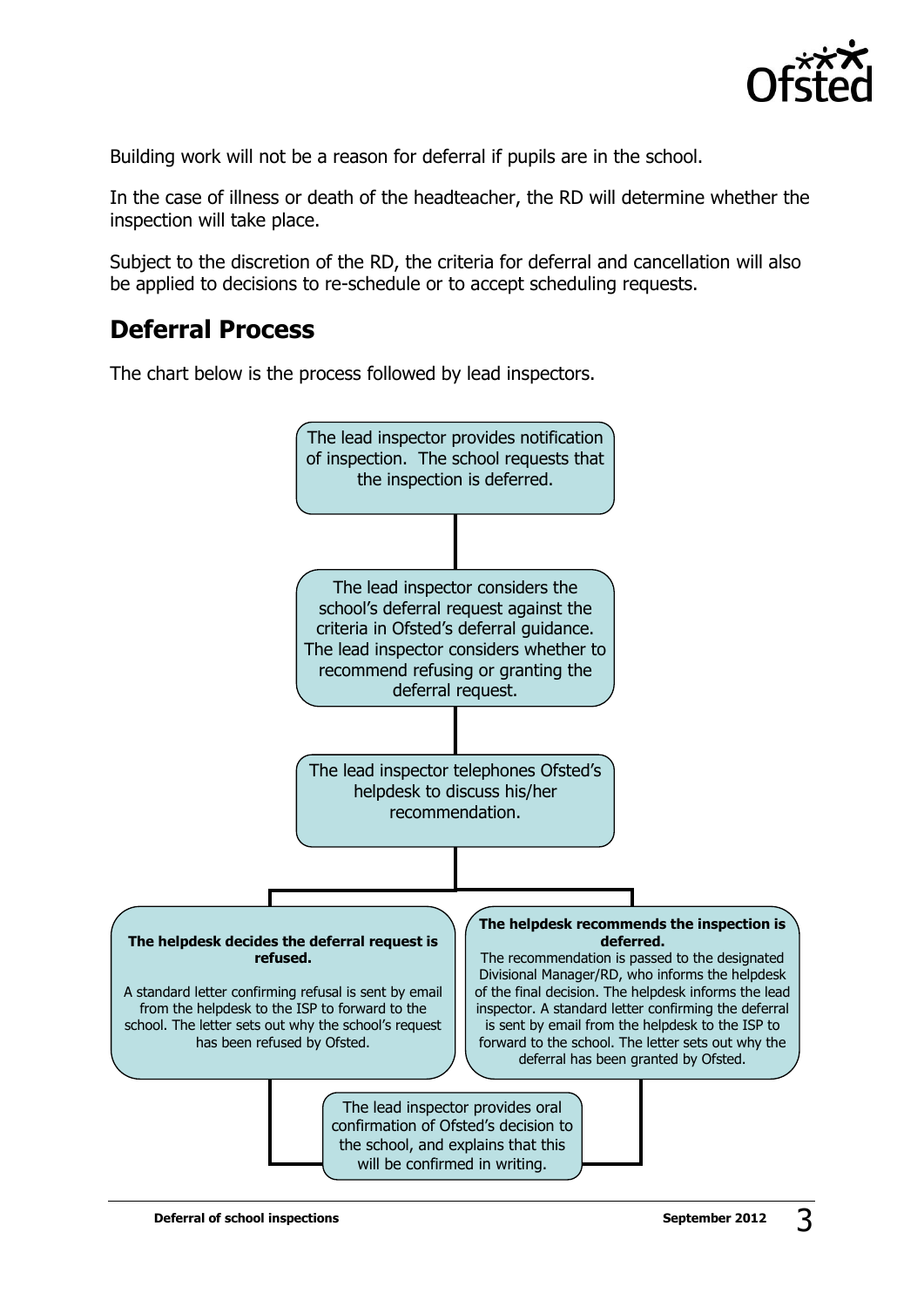Building work will not be a reason for deferral if pupils are in the school.

In the case of illness or death of the headteacher, the RD will determine whether the inspection will take place.

Subject to the discretion of the RD, the criteria for deferral and cancellation will also be applied to decisions to re-schedule or to accept scheduling requests.

## Deferral Process

The chart below is the process followed by lead inspectors.

The lead inspector provides notification of inspection. The school requests that the inspection is deferred.

The lead inspector considers the school's deferral request against the criteria in Ofsted's deferral guidance. The lead inspector considers whether to recommend refusing or granting the deferral request.

The lead inspector telephones Ofsted's helpdesk to discuss his/her recommendation.

**The helpdesk decides the deferral request is refused.**

A standard letter confirming refusal is sent by email from the helpdesk to the ISP to forward to the school. The letter sets out why the school's request has been refused by Ofsted.

**The helpdesk recommends the inspection is deferred.**

The recommendation is passed to the designated Divisional Manager/RD, who informs the helpdesk of the final decision. The helpdesk informs the lead inspector. A standard letter confirming the deferral is sent by email from the helpdesk to the ISP to forward to the school. The letter sets out why the deferral has been granted by Ofsted.

The lead inspector provides oral confirmation of Ofsted's decision to the school, and explains that this will be confirmed in writing.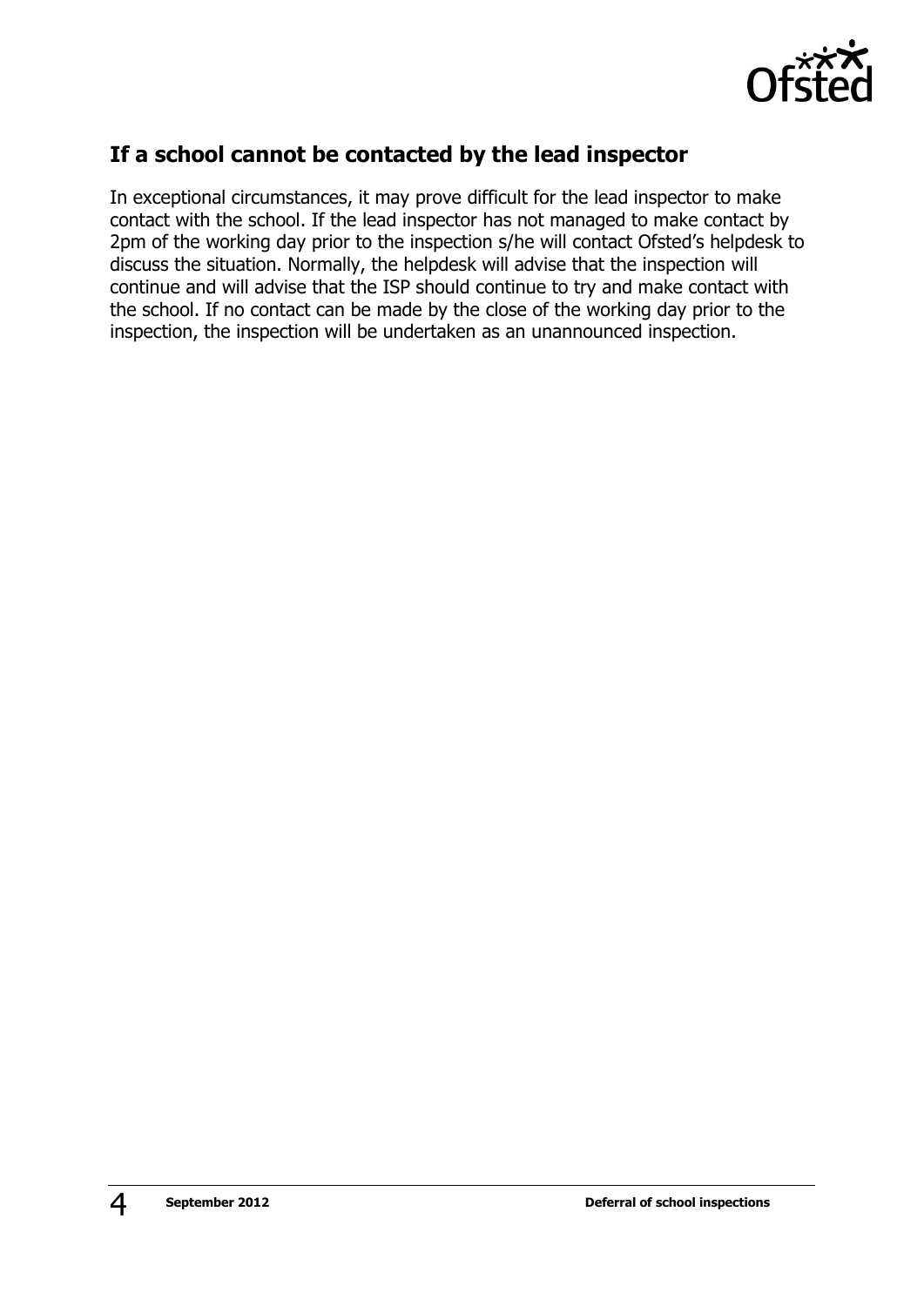## If a school cannot be contacted by the lead inspector

In exceptional circumstances, it may prove difficult for the lead inspector to make contact with the school. If the lead inspector has not managed to make contact by 2pm of the working day prior to the inspection s/he will contact Ofsted's helpdesk to discuss the situation. Normally, the helpdesk will advise that the inspection will continue and will advise that the ISP should continue to try and make contact with the school. If no contact can be made by the close of the working day prior to the inspection, the inspection will be undertaken as an unannounced inspection.